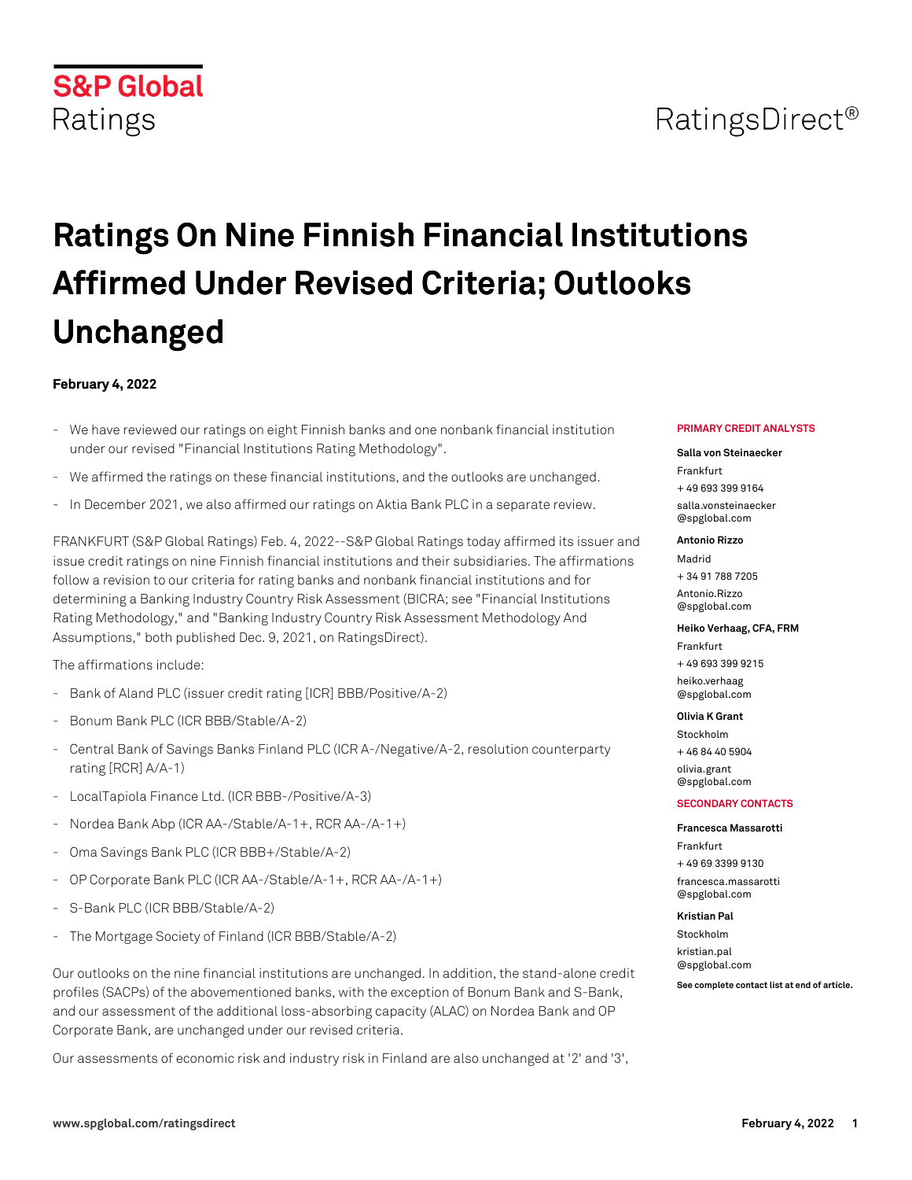S&P Global Ratings

RatingsDirect®

# Ratings On Nine Finnish Financial Institutions Affirmed Under Revised Criteria; Outlooks Unchanged

**February 4, 2022**

- We have reviewed our ratings on eight Finnish banks and one nonbank financial institution under our revised "Financial Institutions Rating Methodology".
- We affirmed the ratings on these financial institutions, and the outlooks are unchanged.
- In December 2021, we also affirmed our ratings on Aktia Bank PLC in a separate review.

FRANKFURT (S&P Global Ratings) Feb. 4, 2022--S&P Global Ratings today affirmed its issuer and issue credit ratings on nine Finnish financial institutions and their subsidiaries. The affirmations follow a revision to our criteria for rating banks and nonbank financial institutions and for determining a Banking Industry Country Risk Assessment (BICRA; see "Financial Institutions Rating Methodology," and "Banking Industry Country Risk Assessment Methodology And Assumptions," both published Dec. 9, 2021, on RatingsDirect).

The affirmations include:

- Bank of Aland PLC (issuer credit rating [ICR] BBB/Positive/A-2)
- Bonum Bank PLC (ICR BBB/Stable/A-2)
- Central Bank of Savings Banks Finland PLC (ICR A-/Negative/A-2, resolution counterparty rating [RCR] A/A-1)
- LocalTapiola Finance Ltd. (ICR BBB-/Positive/A-3)
- Nordea Bank Abp (ICR AA-/Stable/A-1+, RCR AA-/A-1+)
- Oma Savings Bank PLC (ICR BBB+/Stable/A-2)
- OP Corporate Bank PLC (ICR AA-/Stable/A-1+, RCR AA-/A-1+)
- S-Bank PLC (ICR BBB/Stable/A-2)
- The Mortgage Society of Finland (ICR BBB/Stable/A-2)

Our outlooks on the nine financial institutions are unchanged. In addition, the stand-alone credit profiles (SACPs) of the abovementioned banks, with the exception of Bonum Bank and S-Bank, and our assessment of the additional loss-absorbing capacity (ALAC) on Nordea Bank and OP Corporate Bank, are unchanged under our revised criteria.

Our assessments of economic risk and industry risk in Finland are also unchanged at '2' and '3',

**PRIMARY CREDIT ANALYSTS**

**Salla von Steinaecker**
Frankfurt
+ 49 693 399 9164
salla.vonsteinaecker@spglobal.com

**Antonio Rizzo**
Madrid
+ 34 91 788 7205
Antonio.Rizzo@spglobal.com

**Heiko Verhaag, CFA, FRM**
Frankfurt
+ 49 693 399 9215
heiko.verhaag@spglobal.com

**Olivia K Grant**
Stockholm
+ 46 84 40 5904
olivia.grant@spglobal.com

**SECONDARY CONTACTS**

**Francesca Massarotti**
Frankfurt
+ 49 69 3399 9130
francesca.massarotti@spglobal.com

**Kristian Pal**
Stockholm
kristian.pal@spglobal.com

**See complete contact list at end of article.**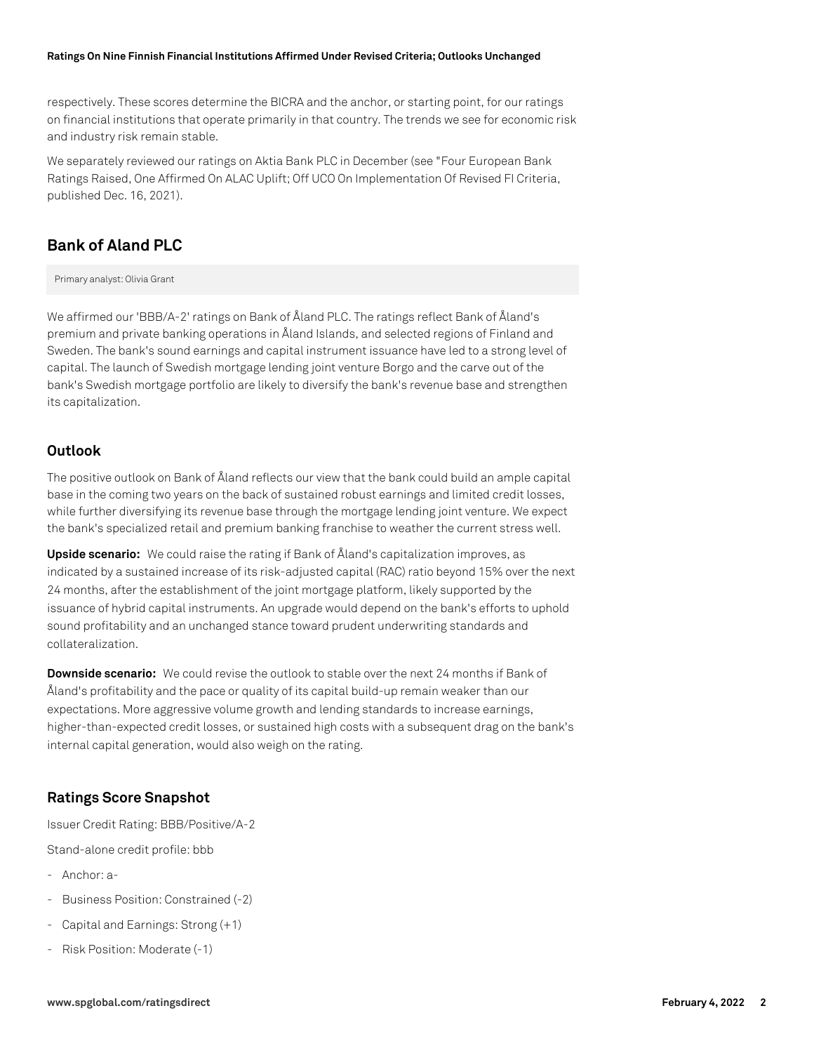respectively. These scores determine the BICRA and the anchor, or starting point, for our ratings on financial institutions that operate primarily in that country. The trends we see for economic risk and industry risk remain stable.

We separately reviewed our ratings on Aktia Bank PLC in December (see "Four European Bank Ratings Raised, One Affirmed On ALAC Uplift; Off UCO On Implementation Of Revised FI Criteria, published Dec. 16, 2021).

## Bank of Aland PLC

Primary analyst: Olivia Grant

We affirmed our 'BBB/A-2' ratings on Bank of Åland PLC. The ratings reflect Bank of Åland's premium and private banking operations in Åland Islands, and selected regions of Finland and Sweden. The bank's sound earnings and capital instrument issuance have led to a strong level of capital. The launch of Swedish mortgage lending joint venture Borgo and the carve out of the bank's Swedish mortgage portfolio are likely to diversify the bank's revenue base and strengthen its capitalization.

### Outlook

The positive outlook on Bank of Åland reflects our view that the bank could build an ample capital base in the coming two years on the back of sustained robust earnings and limited credit losses, while further diversifying its revenue base through the mortgage lending joint venture. We expect the bank's specialized retail and premium banking franchise to weather the current stress well.

**Upside scenario:** We could raise the rating if Bank of Åland's capitalization improves, as indicated by a sustained increase of its risk-adjusted capital (RAC) ratio beyond 15% over the next 24 months, after the establishment of the joint mortgage platform, likely supported by the issuance of hybrid capital instruments. An upgrade would depend on the bank's efforts to uphold sound profitability and an unchanged stance toward prudent underwriting standards and collateralization.

**Downside scenario:** We could revise the outlook to stable over the next 24 months if Bank of Åland's profitability and the pace or quality of its capital build-up remain weaker than our expectations. More aggressive volume growth and lending standards to increase earnings, higher-than-expected credit losses, or sustained high costs with a subsequent drag on the bank's internal capital generation, would also weigh on the rating.

### Ratings Score Snapshot

Issuer Credit Rating: BBB/Positive/A-2

Stand-alone credit profile: bbb

- Anchor: a-
- Business Position: Constrained (-2)
- Capital and Earnings: Strong (+1)
- Risk Position: Moderate (-1)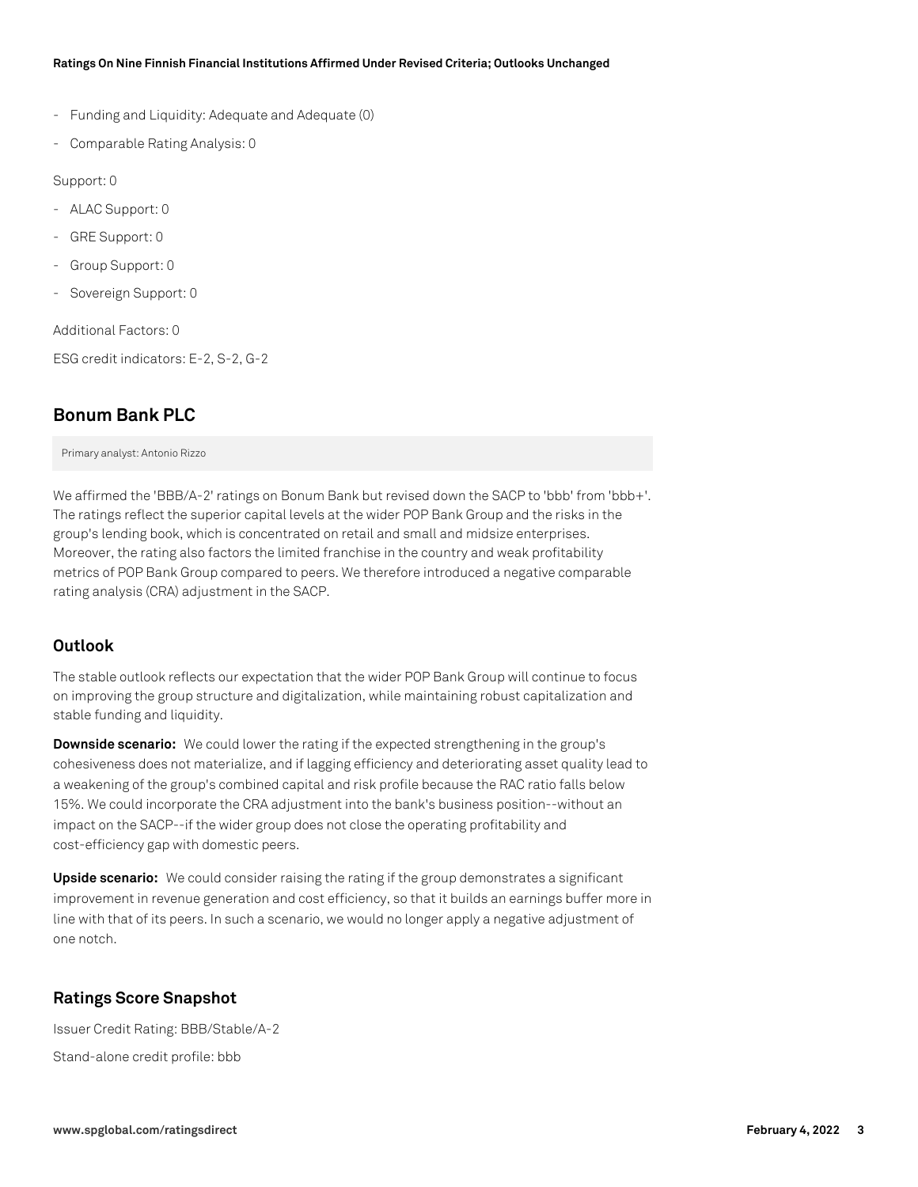- Funding and Liquidity: Adequate and Adequate (0)
- Comparable Rating Analysis: 0

Support: 0

- ALAC Support: 0
- GRE Support: 0
- Group Support: 0
- Sovereign Support: 0

Additional Factors: 0

ESG credit indicators: E-2, S-2, G-2

## Bonum Bank PLC

Primary analyst: Antonio Rizzo

We affirmed the 'BBB/A-2' ratings on Bonum Bank but revised down the SACP to 'bbb' from 'bbb+'. The ratings reflect the superior capital levels at the wider POP Bank Group and the risks in the group's lending book, which is concentrated on retail and small and midsize enterprises. Moreover, the rating also factors the limited franchise in the country and weak profitability metrics of POP Bank Group compared to peers. We therefore introduced a negative comparable rating analysis (CRA) adjustment in the SACP.

### Outlook

The stable outlook reflects our expectation that the wider POP Bank Group will continue to focus on improving the group structure and digitalization, while maintaining robust capitalization and stable funding and liquidity.

**Downside scenario:** We could lower the rating if the expected strengthening in the group's cohesiveness does not materialize, and if lagging efficiency and deteriorating asset quality lead to a weakening of the group's combined capital and risk profile because the RAC ratio falls below 15%. We could incorporate the CRA adjustment into the bank's business position--without an impact on the SACP--if the wider group does not close the operating profitability and cost-efficiency gap with domestic peers.

**Upside scenario:** We could consider raising the rating if the group demonstrates a significant improvement in revenue generation and cost efficiency, so that it builds an earnings buffer more in line with that of its peers. In such a scenario, we would no longer apply a negative adjustment of one notch.

### Ratings Score Snapshot

Issuer Credit Rating: BBB/Stable/A-2

Stand-alone credit profile: bbb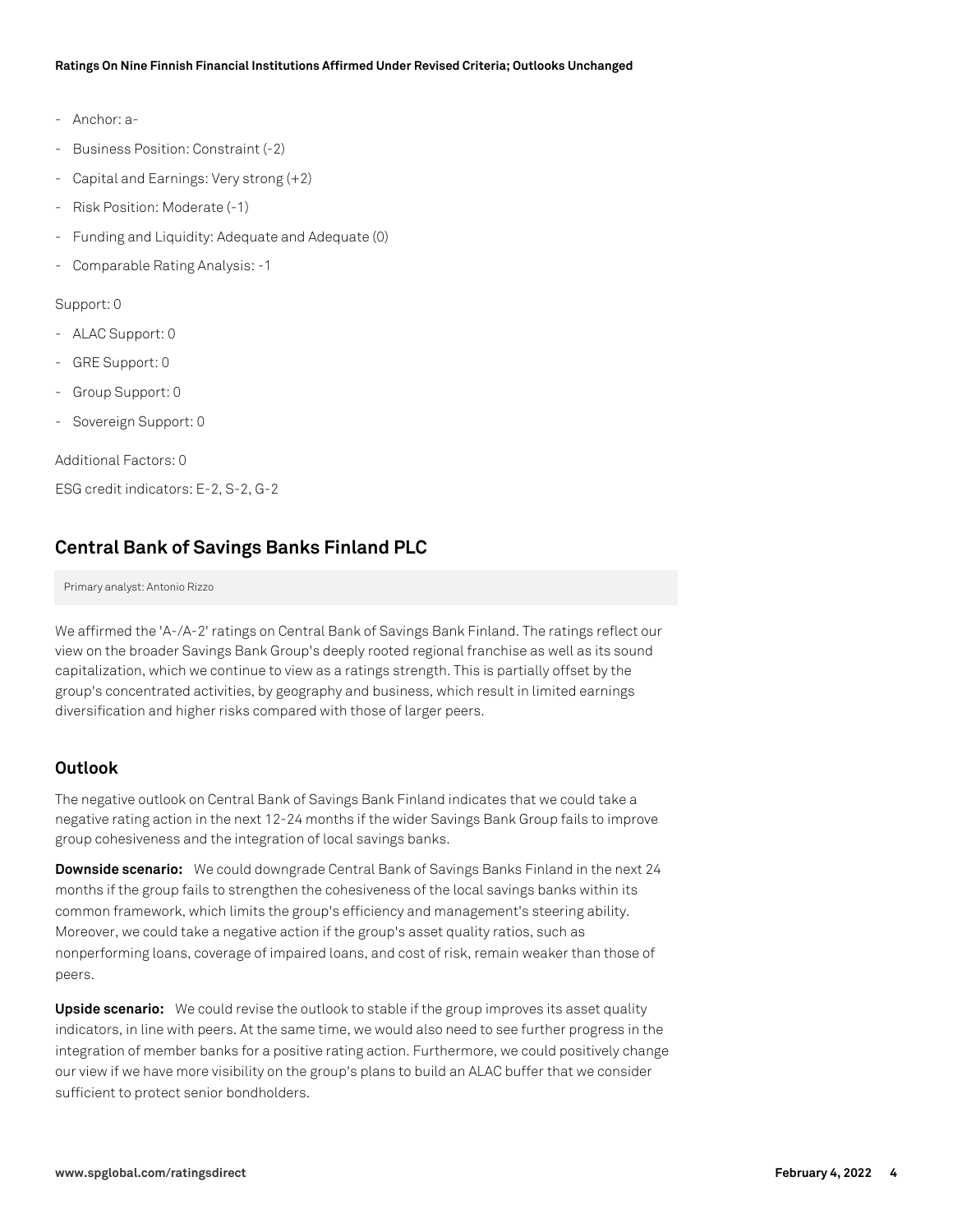- Anchor: a-
- Business Position: Constraint (-2)
- Capital and Earnings: Very strong (+2)
- Risk Position: Moderate (-1)
- Funding and Liquidity: Adequate and Adequate (0)
- Comparable Rating Analysis: -1

Support: 0

- ALAC Support: 0
- GRE Support: 0
- Group Support: 0
- Sovereign Support: 0

Additional Factors: 0

ESG credit indicators: E-2, S-2, G-2

## Central Bank of Savings Banks Finland PLC

Primary analyst: Antonio Rizzo

We affirmed the 'A-/A-2' ratings on Central Bank of Savings Bank Finland. The ratings reflect our view on the broader Savings Bank Group's deeply rooted regional franchise as well as its sound capitalization, which we continue to view as a ratings strength. This is partially offset by the group's concentrated activities, by geography and business, which result in limited earnings diversification and higher risks compared with those of larger peers.

### Outlook

The negative outlook on Central Bank of Savings Bank Finland indicates that we could take a negative rating action in the next 12-24 months if the wider Savings Bank Group fails to improve group cohesiveness and the integration of local savings banks.

**Downside scenario:** We could downgrade Central Bank of Savings Banks Finland in the next 24 months if the group fails to strengthen the cohesiveness of the local savings banks within its common framework, which limits the group's efficiency and management's steering ability. Moreover, we could take a negative action if the group's asset quality ratios, such as nonperforming loans, coverage of impaired loans, and cost of risk, remain weaker than those of peers.

**Upside scenario:** We could revise the outlook to stable if the group improves its asset quality indicators, in line with peers. At the same time, we would also need to see further progress in the integration of member banks for a positive rating action. Furthermore, we could positively change our view if we have more visibility on the group's plans to build an ALAC buffer that we consider sufficient to protect senior bondholders.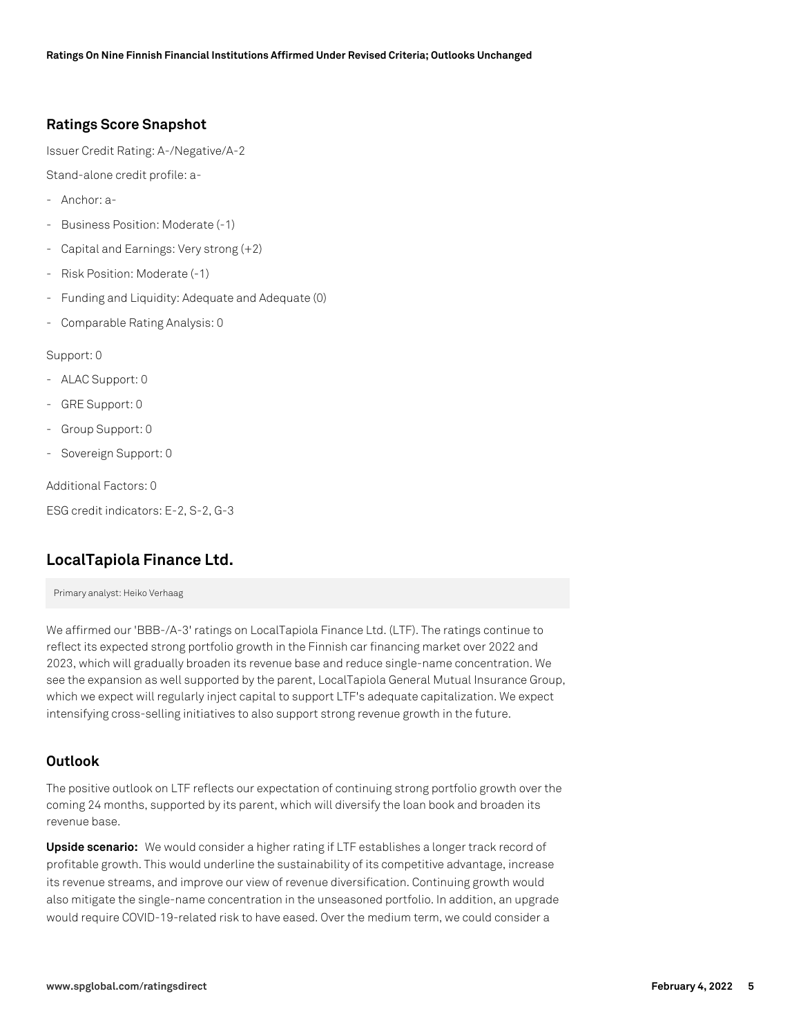### Ratings Score Snapshot

Issuer Credit Rating: A-/Negative/A-2

Stand-alone credit profile: a-

- Anchor: a-
- Business Position: Moderate (-1)
- Capital and Earnings: Very strong (+2)
- Risk Position: Moderate (-1)
- Funding and Liquidity: Adequate and Adequate (0)
- Comparable Rating Analysis: 0

Support: 0

- ALAC Support: 0
- GRE Support: 0
- Group Support: 0
- Sovereign Support: 0

Additional Factors: 0

ESG credit indicators: E-2, S-2, G-3

## LocalTapiola Finance Ltd.

Primary analyst: Heiko Verhaag

We affirmed our 'BBB-/A-3' ratings on LocalTapiola Finance Ltd. (LTF). The ratings continue to reflect its expected strong portfolio growth in the Finnish car financing market over 2022 and 2023, which will gradually broaden its revenue base and reduce single-name concentration. We see the expansion as well supported by the parent, LocalTapiola General Mutual Insurance Group, which we expect will regularly inject capital to support LTF's adequate capitalization. We expect intensifying cross-selling initiatives to also support strong revenue growth in the future.

### Outlook

The positive outlook on LTF reflects our expectation of continuing strong portfolio growth over the coming 24 months, supported by its parent, which will diversify the loan book and broaden its revenue base.

**Upside scenario:** We would consider a higher rating if LTF establishes a longer track record of profitable growth. This would underline the sustainability of its competitive advantage, increase its revenue streams, and improve our view of revenue diversification. Continuing growth would also mitigate the single-name concentration in the unseasoned portfolio. In addition, an upgrade would require COVID-19-related risk to have eased. Over the medium term, we could consider a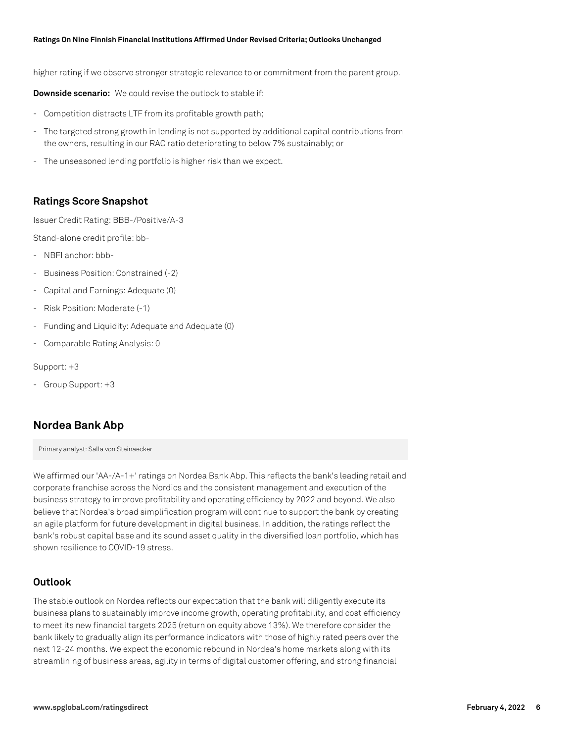higher rating if we observe stronger strategic relevance to or commitment from the parent group.

**Downside scenario:** We could revise the outlook to stable if:

- Competition distracts LTF from its profitable growth path;
- The targeted strong growth in lending is not supported by additional capital contributions from the owners, resulting in our RAC ratio deteriorating to below 7% sustainably; or
- The unseasoned lending portfolio is higher risk than we expect.

### Ratings Score Snapshot

Issuer Credit Rating: BBB-/Positive/A-3

Stand-alone credit profile: bb-

- NBFI anchor: bbb-
- Business Position: Constrained (-2)
- Capital and Earnings: Adequate (0)
- Risk Position: Moderate (-1)
- Funding and Liquidity: Adequate and Adequate (0)
- Comparable Rating Analysis: 0

Support: +3

- Group Support: +3

## Nordea Bank Abp

Primary analyst: Salla von Steinaecker

We affirmed our 'AA-/A-1+' ratings on Nordea Bank Abp. This reflects the bank's leading retail and corporate franchise across the Nordics and the consistent management and execution of the business strategy to improve profitability and operating efficiency by 2022 and beyond. We also believe that Nordea's broad simplification program will continue to support the bank by creating an agile platform for future development in digital business. In addition, the ratings reflect the bank's robust capital base and its sound asset quality in the diversified loan portfolio, which has shown resilience to COVID-19 stress.

### Outlook

The stable outlook on Nordea reflects our expectation that the bank will diligently execute its business plans to sustainably improve income growth, operating profitability, and cost efficiency to meet its new financial targets 2025 (return on equity above 13%). We therefore consider the bank likely to gradually align its performance indicators with those of highly rated peers over the next 12-24 months. We expect the economic rebound in Nordea's home markets along with its streamlining of business areas, agility in terms of digital customer offering, and strong financial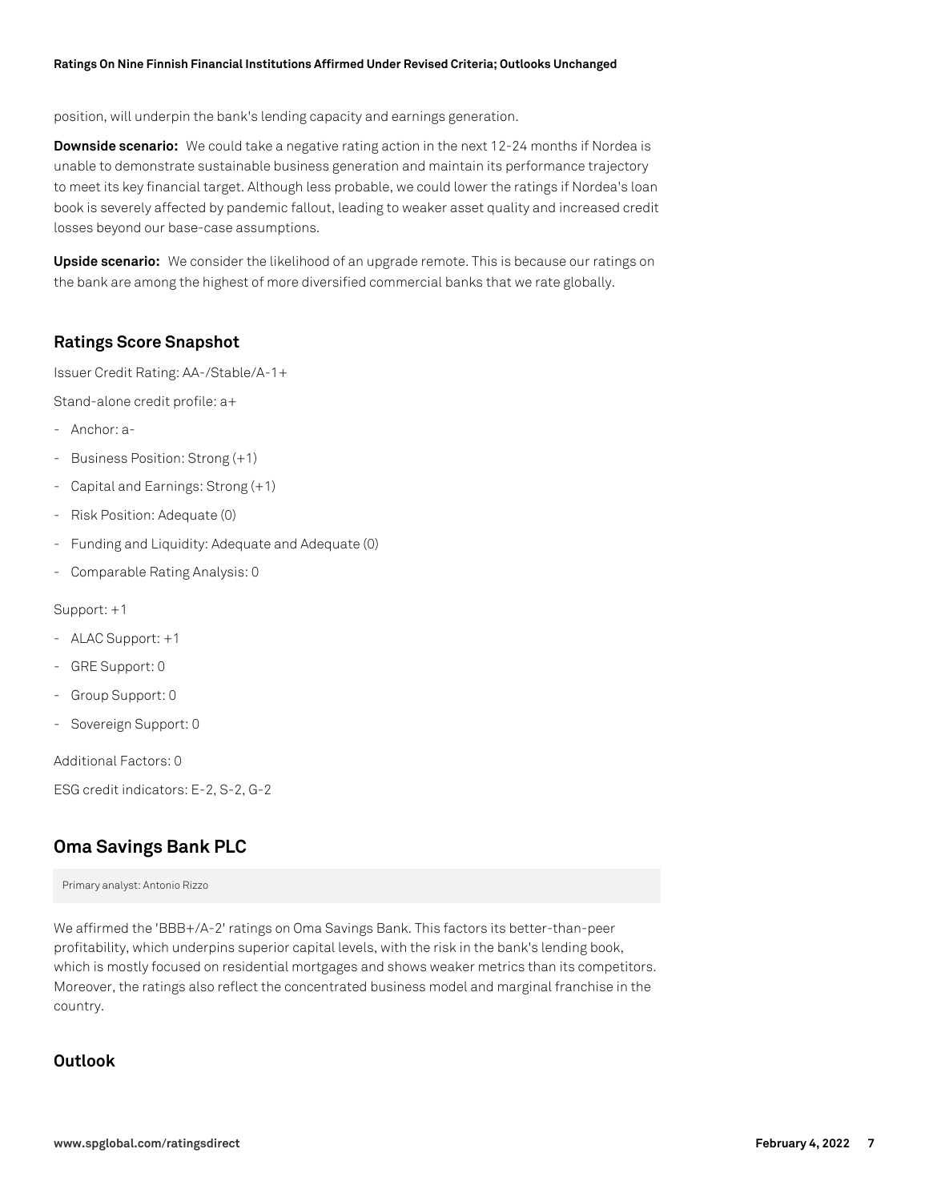position, will underpin the bank's lending capacity and earnings generation.

**Downside scenario:** We could take a negative rating action in the next 12-24 months if Nordea is unable to demonstrate sustainable business generation and maintain its performance trajectory to meet its key financial target. Although less probable, we could lower the ratings if Nordea's loan book is severely affected by pandemic fallout, leading to weaker asset quality and increased credit losses beyond our base-case assumptions.

**Upside scenario:** We consider the likelihood of an upgrade remote. This is because our ratings on the bank are among the highest of more diversified commercial banks that we rate globally.

### Ratings Score Snapshot

Issuer Credit Rating: AA-/Stable/A-1+

Stand-alone credit profile: a+

- Anchor: a-
- Business Position: Strong (+1)
- Capital and Earnings: Strong (+1)
- Risk Position: Adequate (0)
- Funding and Liquidity: Adequate and Adequate (0)
- Comparable Rating Analysis: 0

Support: +1

- ALAC Support: +1
- GRE Support: 0
- Group Support: 0
- Sovereign Support: 0

Additional Factors: 0

ESG credit indicators: E-2, S-2, G-2

## Oma Savings Bank PLC

Primary analyst: Antonio Rizzo

We affirmed the 'BBB+/A-2' ratings on Oma Savings Bank. This factors its better-than-peer profitability, which underpins superior capital levels, with the risk in the bank's lending book, which is mostly focused on residential mortgages and shows weaker metrics than its competitors. Moreover, the ratings also reflect the concentrated business model and marginal franchise in the country.

### Outlook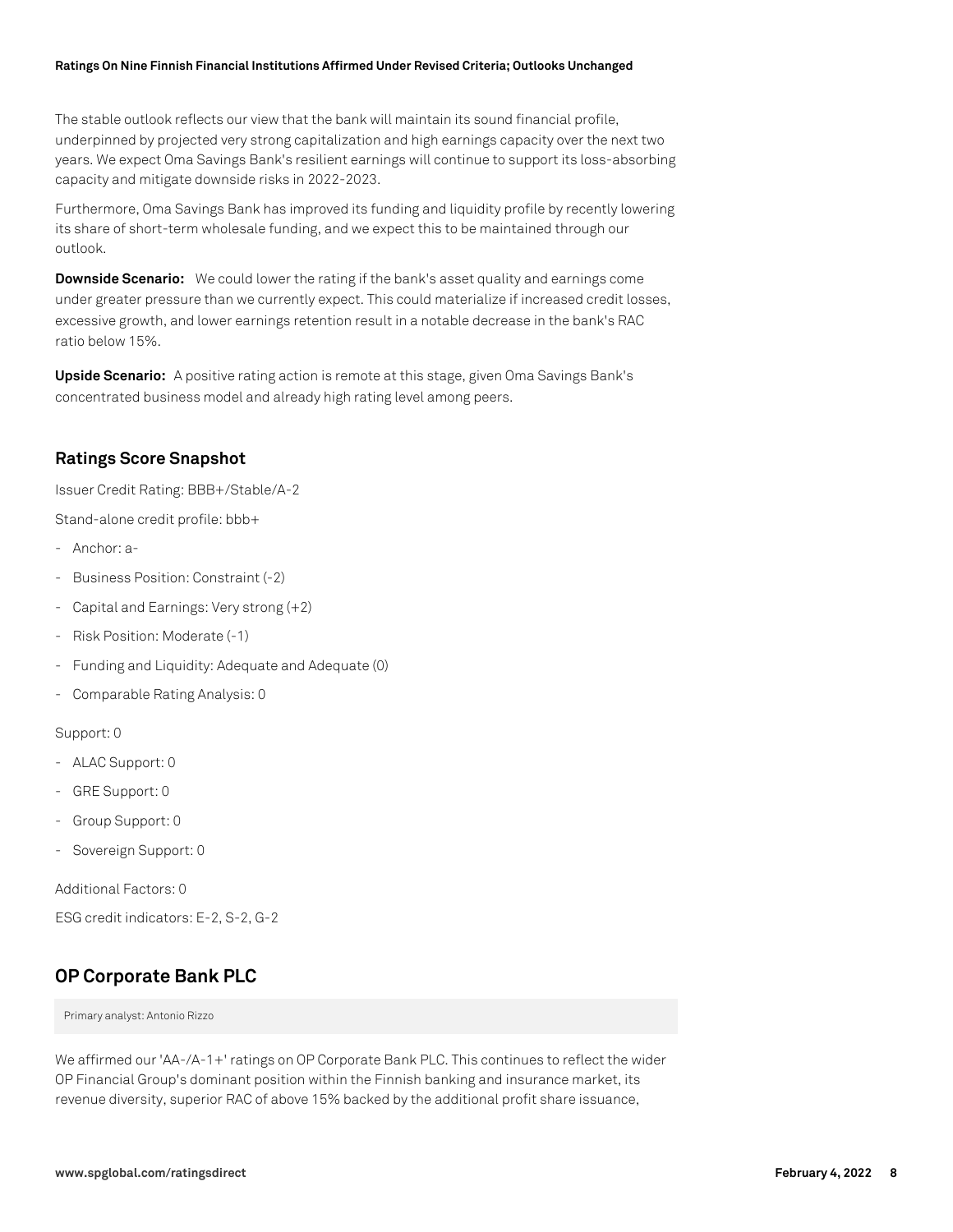The stable outlook reflects our view that the bank will maintain its sound financial profile, underpinned by projected very strong capitalization and high earnings capacity over the next two years. We expect Oma Savings Bank's resilient earnings will continue to support its loss-absorbing capacity and mitigate downside risks in 2022-2023.

Furthermore, Oma Savings Bank has improved its funding and liquidity profile by recently lowering its share of short-term wholesale funding, and we expect this to be maintained through our outlook.

**Downside Scenario:** We could lower the rating if the bank's asset quality and earnings come under greater pressure than we currently expect. This could materialize if increased credit losses, excessive growth, and lower earnings retention result in a notable decrease in the bank's RAC ratio below 15%.

**Upside Scenario:** A positive rating action is remote at this stage, given Oma Savings Bank's concentrated business model and already high rating level among peers.

### Ratings Score Snapshot

Issuer Credit Rating: BBB+/Stable/A-2

Stand-alone credit profile: bbb+

- Anchor: a-
- Business Position: Constraint (-2)
- Capital and Earnings: Very strong (+2)
- Risk Position: Moderate (-1)
- Funding and Liquidity: Adequate and Adequate (0)
- Comparable Rating Analysis: 0

Support: 0

- ALAC Support: 0
- GRE Support: 0
- Group Support: 0
- Sovereign Support: 0

Additional Factors: 0

ESG credit indicators: E-2, S-2, G-2

## OP Corporate Bank PLC

Primary analyst: Antonio Rizzo

We affirmed our 'AA-/A-1+' ratings on OP Corporate Bank PLC. This continues to reflect the wider OP Financial Group's dominant position within the Finnish banking and insurance market, its revenue diversity, superior RAC of above 15% backed by the additional profit share issuance,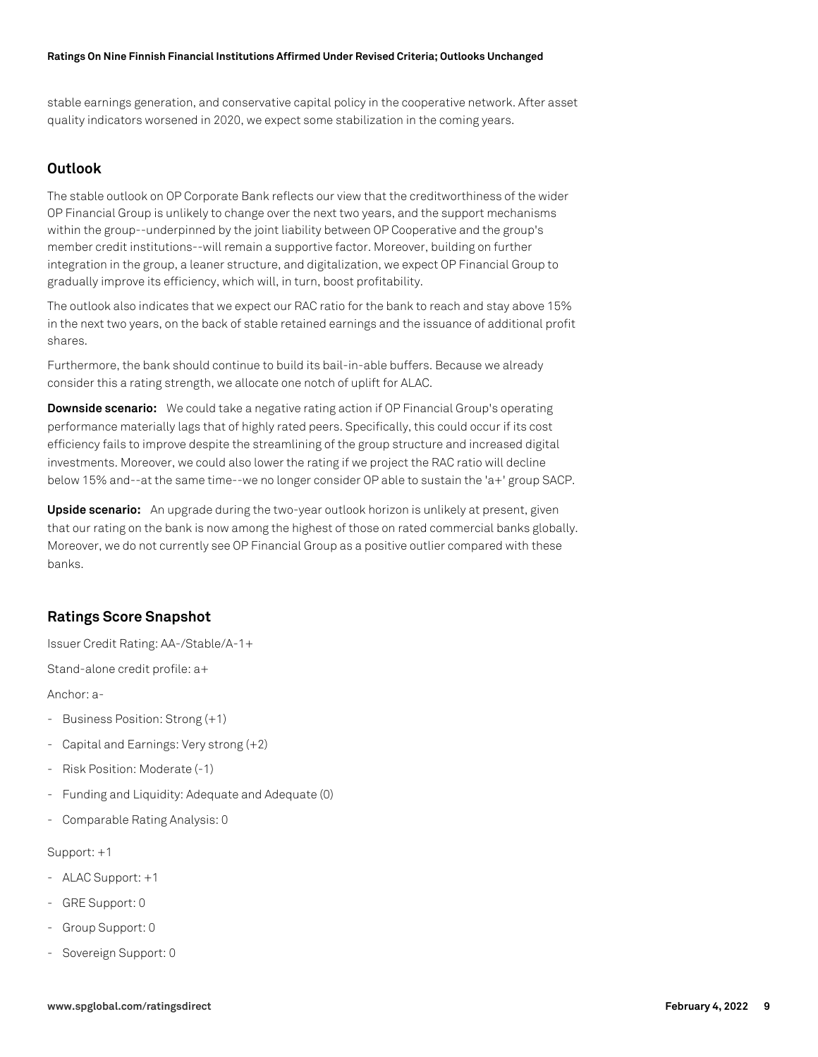stable earnings generation, and conservative capital policy in the cooperative network. After asset quality indicators worsened in 2020, we expect some stabilization in the coming years.

## Outlook

The stable outlook on OP Corporate Bank reflects our view that the creditworthiness of the wider OP Financial Group is unlikely to change over the next two years, and the support mechanisms within the group--underpinned by the joint liability between OP Cooperative and the group's member credit institutions--will remain a supportive factor. Moreover, building on further integration in the group, a leaner structure, and digitalization, we expect OP Financial Group to gradually improve its efficiency, which will, in turn, boost profitability.

The outlook also indicates that we expect our RAC ratio for the bank to reach and stay above 15% in the next two years, on the back of stable retained earnings and the issuance of additional profit shares.

Furthermore, the bank should continue to build its bail-in-able buffers. Because we already consider this a rating strength, we allocate one notch of uplift for ALAC.

**Downside scenario:** We could take a negative rating action if OP Financial Group's operating performance materially lags that of highly rated peers. Specifically, this could occur if its cost efficiency fails to improve despite the streamlining of the group structure and increased digital investments. Moreover, we could also lower the rating if we project the RAC ratio will decline below 15% and--at the same time--we no longer consider OP able to sustain the 'a+' group SACP.

**Upside scenario:** An upgrade during the two-year outlook horizon is unlikely at present, given that our rating on the bank is now among the highest of those on rated commercial banks globally. Moreover, we do not currently see OP Financial Group as a positive outlier compared with these banks.

## Ratings Score Snapshot

Issuer Credit Rating: AA-/Stable/A-1+

Stand-alone credit profile: a+

Anchor: a-

- Business Position: Strong (+1)
- Capital and Earnings: Very strong (+2)
- Risk Position: Moderate (-1)
- Funding and Liquidity: Adequate and Adequate (0)
- Comparable Rating Analysis: 0

Support: +1

- ALAC Support: +1
- GRE Support: 0
- Group Support: 0
- Sovereign Support: 0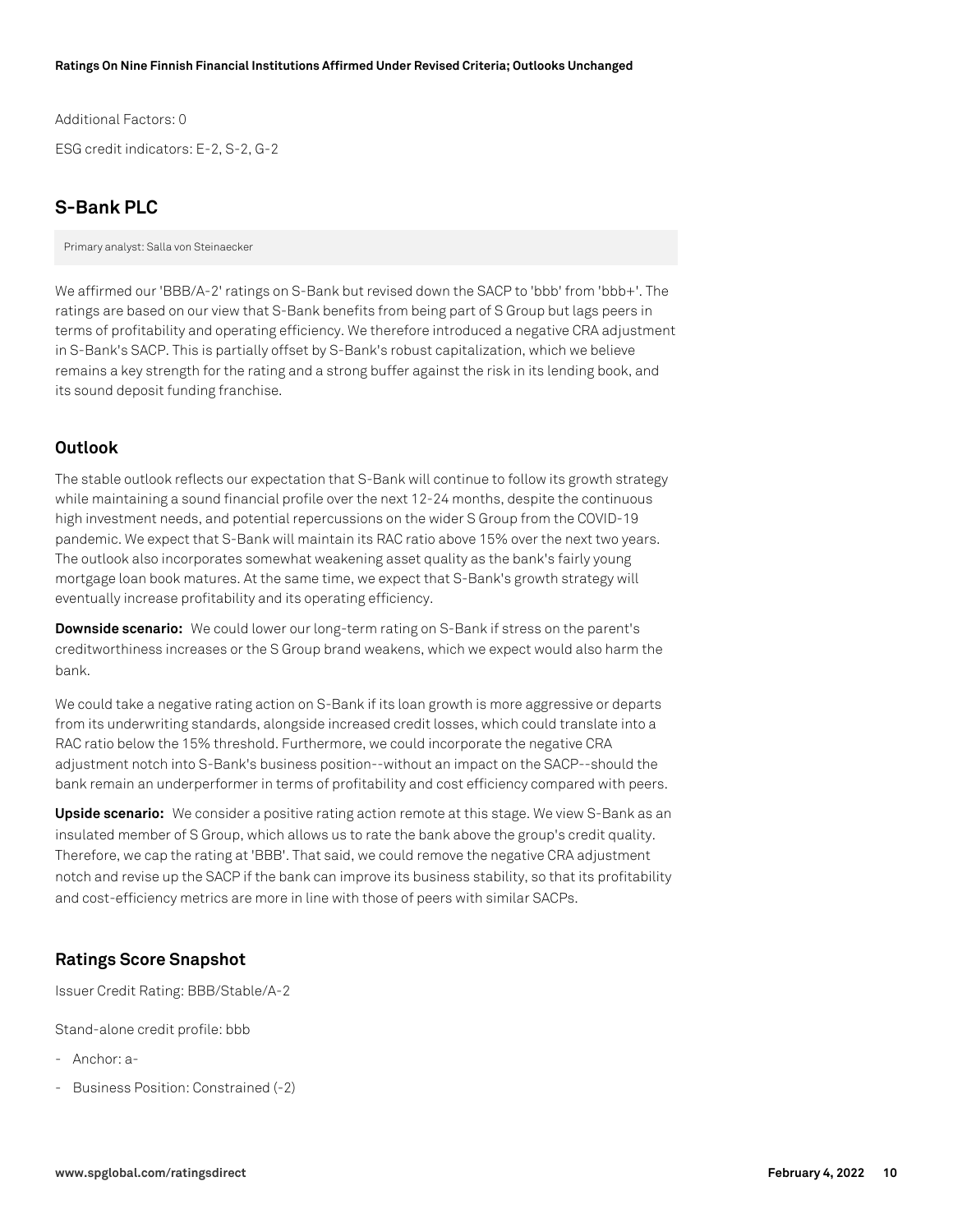Additional Factors: 0

ESG credit indicators: E-2, S-2, G-2

## S-Bank PLC

Primary analyst: Salla von Steinaecker

We affirmed our 'BBB/A-2' ratings on S-Bank but revised down the SACP to 'bbb' from 'bbb+'. The ratings are based on our view that S-Bank benefits from being part of S Group but lags peers in terms of profitability and operating efficiency. We therefore introduced a negative CRA adjustment in S-Bank's SACP. This is partially offset by S-Bank's robust capitalization, which we believe remains a key strength for the rating and a strong buffer against the risk in its lending book, and its sound deposit funding franchise.

### Outlook

The stable outlook reflects our expectation that S-Bank will continue to follow its growth strategy while maintaining a sound financial profile over the next 12-24 months, despite the continuous high investment needs, and potential repercussions on the wider S Group from the COVID-19 pandemic. We expect that S-Bank will maintain its RAC ratio above 15% over the next two years. The outlook also incorporates somewhat weakening asset quality as the bank's fairly young mortgage loan book matures. At the same time, we expect that S-Bank's growth strategy will eventually increase profitability and its operating efficiency.

**Downside scenario:** We could lower our long-term rating on S-Bank if stress on the parent's creditworthiness increases or the S Group brand weakens, which we expect would also harm the bank.

We could take a negative rating action on S-Bank if its loan growth is more aggressive or departs from its underwriting standards, alongside increased credit losses, which could translate into a RAC ratio below the 15% threshold. Furthermore, we could incorporate the negative CRA adjustment notch into S-Bank's business position--without an impact on the SACP--should the bank remain an underperformer in terms of profitability and cost efficiency compared with peers.

**Upside scenario:** We consider a positive rating action remote at this stage. We view S-Bank as an insulated member of S Group, which allows us to rate the bank above the group's credit quality. Therefore, we cap the rating at 'BBB'. That said, we could remove the negative CRA adjustment notch and revise up the SACP if the bank can improve its business stability, so that its profitability and cost-efficiency metrics are more in line with those of peers with similar SACPs.

### Ratings Score Snapshot

Issuer Credit Rating: BBB/Stable/A-2

Stand-alone credit profile: bbb

- Anchor: a-
- Business Position: Constrained (-2)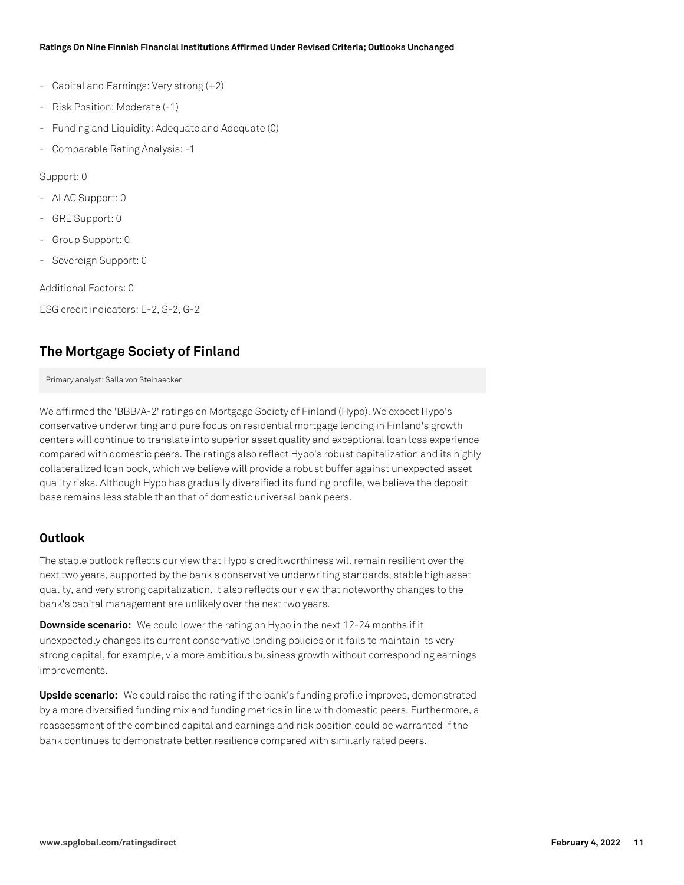- Capital and Earnings: Very strong (+2)
- Risk Position: Moderate (-1)
- Funding and Liquidity: Adequate and Adequate (0)
- Comparable Rating Analysis: -1

Support: 0

- ALAC Support: 0
- GRE Support: 0
- Group Support: 0
- Sovereign Support: 0

Additional Factors: 0

ESG credit indicators: E-2, S-2, G-2

## The Mortgage Society of Finland

Primary analyst: Salla von Steinaecker

We affirmed the 'BBB/A-2' ratings on Mortgage Society of Finland (Hypo). We expect Hypo's conservative underwriting and pure focus on residential mortgage lending in Finland's growth centers will continue to translate into superior asset quality and exceptional loan loss experience compared with domestic peers. The ratings also reflect Hypo's robust capitalization and its highly collateralized loan book, which we believe will provide a robust buffer against unexpected asset quality risks. Although Hypo has gradually diversified its funding profile, we believe the deposit base remains less stable than that of domestic universal bank peers.

### Outlook

The stable outlook reflects our view that Hypo's creditworthiness will remain resilient over the next two years, supported by the bank's conservative underwriting standards, stable high asset quality, and very strong capitalization. It also reflects our view that noteworthy changes to the bank's capital management are unlikely over the next two years.

**Downside scenario:** We could lower the rating on Hypo in the next 12-24 months if it unexpectedly changes its current conservative lending policies or it fails to maintain its very strong capital, for example, via more ambitious business growth without corresponding earnings improvements.

**Upside scenario:** We could raise the rating if the bank's funding profile improves, demonstrated by a more diversified funding mix and funding metrics in line with domestic peers. Furthermore, a reassessment of the combined capital and earnings and risk position could be warranted if the bank continues to demonstrate better resilience compared with similarly rated peers.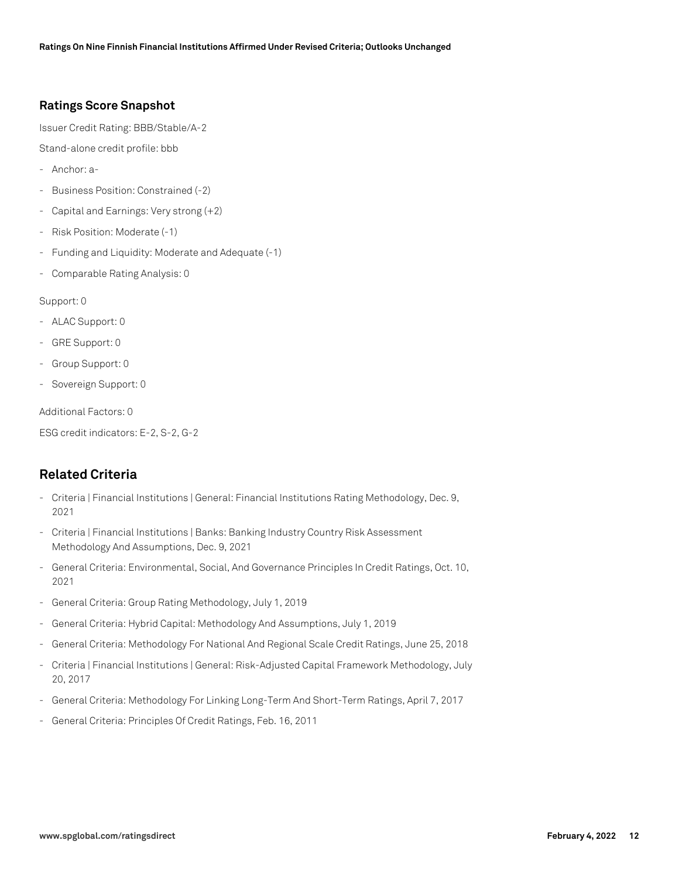### Ratings Score Snapshot

Issuer Credit Rating: BBB/Stable/A-2

Stand-alone credit profile: bbb

- Anchor: a-
- Business Position: Constrained (-2)
- Capital and Earnings: Very strong (+2)
- Risk Position: Moderate (-1)
- Funding and Liquidity: Moderate and Adequate (-1)
- Comparable Rating Analysis: 0

Support: 0

- ALAC Support: 0
- GRE Support: 0
- Group Support: 0
- Sovereign Support: 0

Additional Factors: 0

ESG credit indicators: E-2, S-2, G-2

## Related Criteria

- Criteria | Financial Institutions | General: Financial Institutions Rating Methodology, Dec. 9, 2021
- Criteria | Financial Institutions | Banks: Banking Industry Country Risk Assessment Methodology And Assumptions, Dec. 9, 2021
- General Criteria: Environmental, Social, And Governance Principles In Credit Ratings, Oct. 10, 2021
- General Criteria: Group Rating Methodology, July 1, 2019
- General Criteria: Hybrid Capital: Methodology And Assumptions, July 1, 2019
- General Criteria: Methodology For National And Regional Scale Credit Ratings, June 25, 2018
- Criteria | Financial Institutions | General: Risk-Adjusted Capital Framework Methodology, July 20, 2017
- General Criteria: Methodology For Linking Long-Term And Short-Term Ratings, April 7, 2017
- General Criteria: Principles Of Credit Ratings, Feb. 16, 2011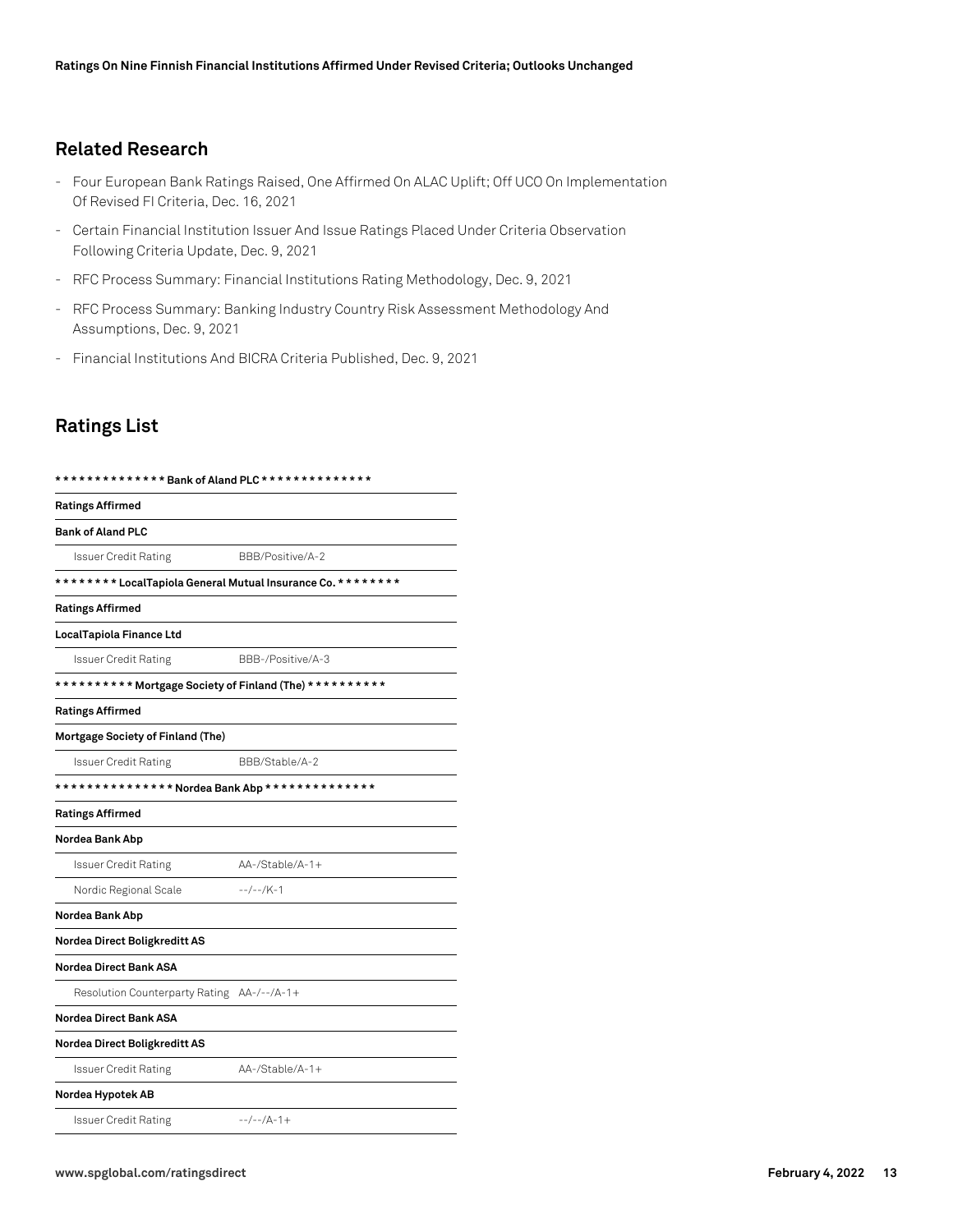## Related Research

- Four European Bank Ratings Raised, One Affirmed On ALAC Uplift; Off UCO On Implementation Of Revised FI Criteria, Dec. 16, 2021
- Certain Financial Institution Issuer And Issue Ratings Placed Under Criteria Observation Following Criteria Update, Dec. 9, 2021
- RFC Process Summary: Financial Institutions Rating Methodology, Dec. 9, 2021
- RFC Process Summary: Banking Industry Country Risk Assessment Methodology And Assumptions, Dec. 9, 2021
- Financial Institutions And BICRA Criteria Published, Dec. 9, 2021

## Ratings List

| | |
|---|---|
| **\*\*\*\*\*\*\*\*\*\*\*\*\*\* Bank of Aland PLC \*\*\*\*\*\*\*\*\*\*\*\*\*\*** | |
| **Ratings Affirmed** | |
| **Bank of Aland PLC** | |
| Issuer Credit Rating | BBB/Positive/A-2 |
| **\*\*\*\*\*\*\*\* LocalTapiola General Mutual Insurance Co. \*\*\*\*\*\*\*\*** | |
| **Ratings Affirmed** | |
| **LocalTapiola Finance Ltd** | |
| Issuer Credit Rating | BBB-/Positive/A-3 |
| **\*\*\*\*\*\*\*\*\*\* Mortgage Society of Finland (The) \*\*\*\*\*\*\*\*\*\*** | |
| **Ratings Affirmed** | |
| **Mortgage Society of Finland (The)** | |
| Issuer Credit Rating | BBB/Stable/A-2 |
| **\*\*\*\*\*\*\*\*\*\*\*\*\*\*\* Nordea Bank Abp \*\*\*\*\*\*\*\*\*\*\*\*\*\*** | |
| **Ratings Affirmed** | |
| **Nordea Bank Abp** | |
| Issuer Credit Rating | AA-/Stable/A-1+ |
| Nordic Regional Scale | --/--/K-1 |
| **Nordea Bank Abp** | |
| **Nordea Direct Boligkreditt AS** | |
| **Nordea Direct Bank ASA** | |
| Resolution Counterparty Rating | AA-/--/A-1+ |
| **Nordea Direct Bank ASA** | |
| **Nordea Direct Boligkreditt AS** | |
| Issuer Credit Rating | AA-/Stable/A-1+ |
| **Nordea Hypotek AB** | |
| Issuer Credit Rating | --/--/A-1+ |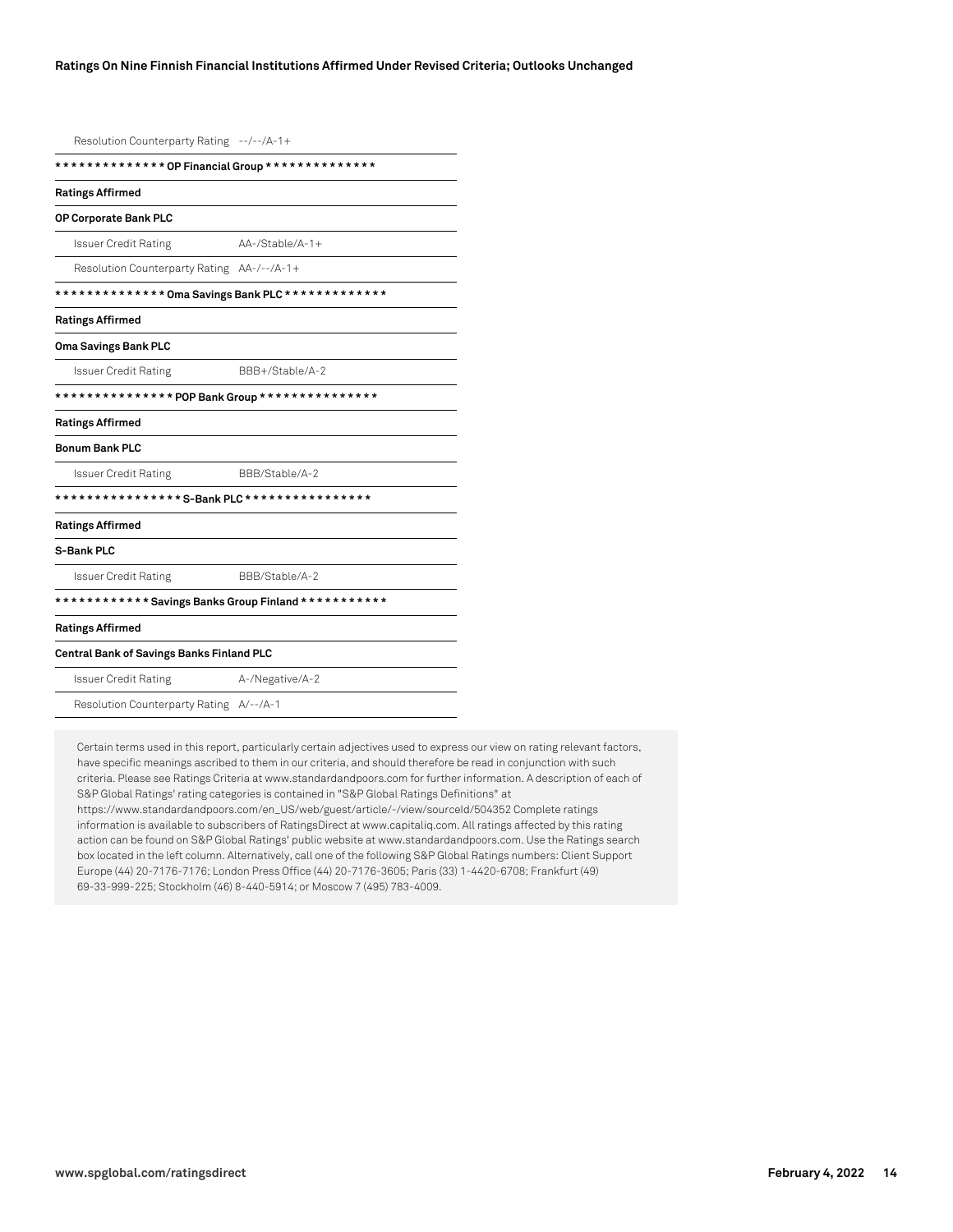| | |
|---|---|
| Resolution Counterparty Rating | --/--/A-1+ |
| ************** OP Financial Group ************** | |
| **Ratings Affirmed** | |
| **OP Corporate Bank PLC** | |
| Issuer Credit Rating | AA-/Stable/A-1+ |
| Resolution Counterparty Rating | AA-/--/A-1+ |
| ************** Oma Savings Bank PLC ************* | |
| **Ratings Affirmed** | |
| **Oma Savings Bank PLC** | |
| Issuer Credit Rating | BBB+/Stable/A-2 |
| *************** POP Bank Group *************** | |
| **Ratings Affirmed** | |
| **Bonum Bank PLC** | |
| Issuer Credit Rating | BBB/Stable/A-2 |
| **************** S-Bank PLC **************** | |
| **Ratings Affirmed** | |
| **S-Bank PLC** | |
| Issuer Credit Rating | BBB/Stable/A-2 |
| ************ Savings Banks Group Finland *********** | |
| **Ratings Affirmed** | |
| **Central Bank of Savings Banks Finland PLC** | |
| Issuer Credit Rating | A-/Negative/A-2 |
| Resolution Counterparty Rating | A/--/A-1 |

Certain terms used in this report, particularly certain adjectives used to express our view on rating relevant factors, have specific meanings ascribed to them in our criteria, and should therefore be read in conjunction with such criteria. Please see Ratings Criteria at www.standardandpoors.com for further information. A description of each of S&P Global Ratings' rating categories is contained in "S&P Global Ratings Definitions" at https://www.standardandpoors.com/en_US/web/guest/article/-/view/sourceId/504352 Complete ratings information is available to subscribers of RatingsDirect at www.capitaliq.com. All ratings affected by this rating action can be found on S&P Global Ratings' public website at www.standardandpoors.com. Use the Ratings search box located in the left column. Alternatively, call one of the following S&P Global Ratings numbers: Client Support Europe (44) 20-7176-7176; London Press Office (44) 20-7176-3605; Paris (33) 1-4420-6708; Frankfurt (49) 69-33-999-225; Stockholm (46) 8-440-5914; or Moscow 7 (495) 783-4009.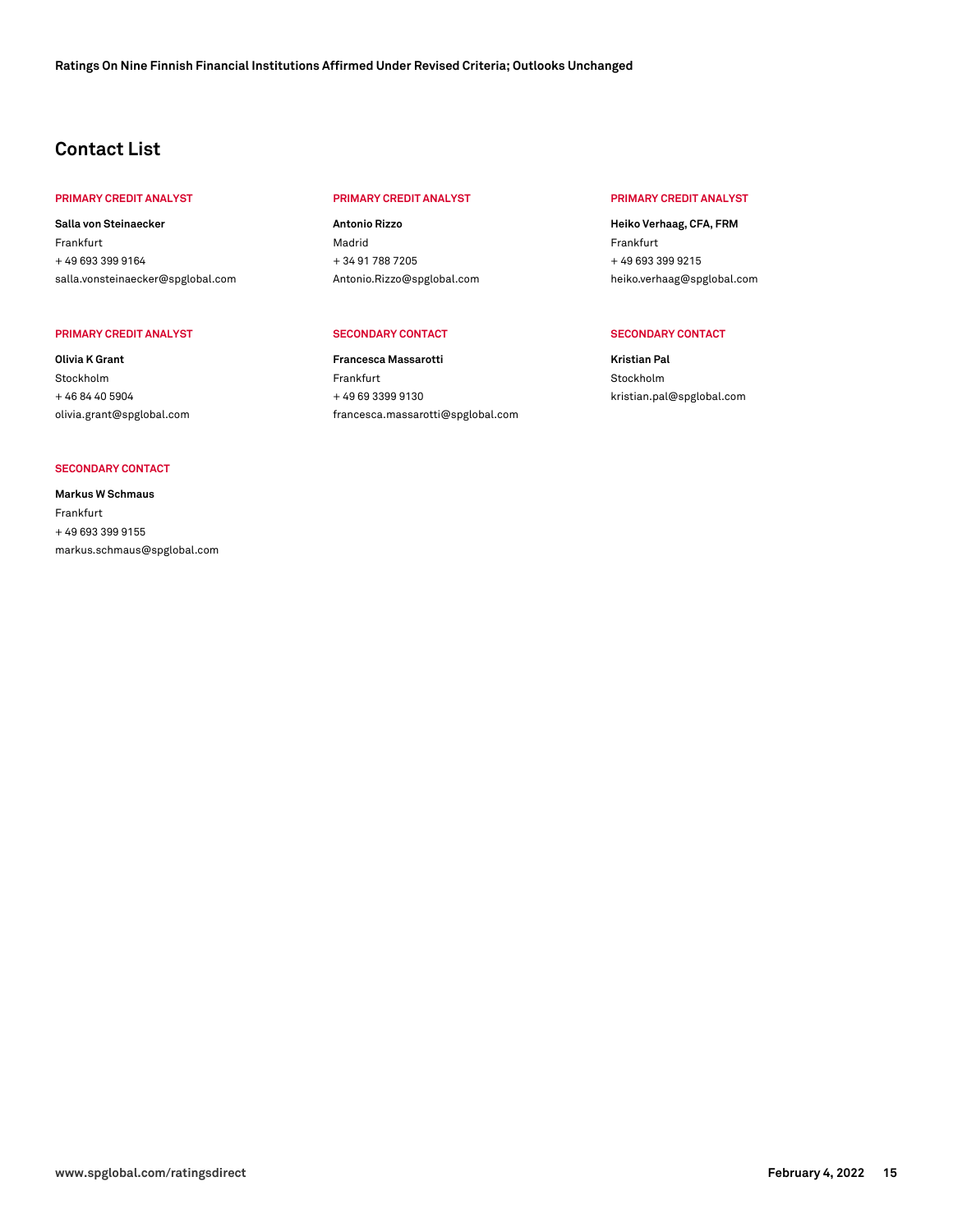## Contact List

**PRIMARY CREDIT ANALYST**

**Salla von Steinaecker**
Frankfurt
+ 49 693 399 9164
salla.vonsteinaecker@spglobal.com

**PRIMARY CREDIT ANALYST**

**Antonio Rizzo**
Madrid
+ 34 91 788 7205
Antonio.Rizzo@spglobal.com

**PRIMARY CREDIT ANALYST**

**Heiko Verhaag, CFA, FRM**
Frankfurt
+ 49 693 399 9215
heiko.verhaag@spglobal.com

**PRIMARY CREDIT ANALYST**

**Olivia K Grant**
Stockholm
+ 46 84 40 5904
olivia.grant@spglobal.com

**SECONDARY CONTACT**

**Francesca Massarotti**
Frankfurt
+ 49 69 3399 9130
francesca.massarotti@spglobal.com

**SECONDARY CONTACT**

**Kristian Pal**
Stockholm
kristian.pal@spglobal.com

**SECONDARY CONTACT**

**Markus W Schmaus**
Frankfurt
+ 49 693 399 9155
markus.schmaus@spglobal.com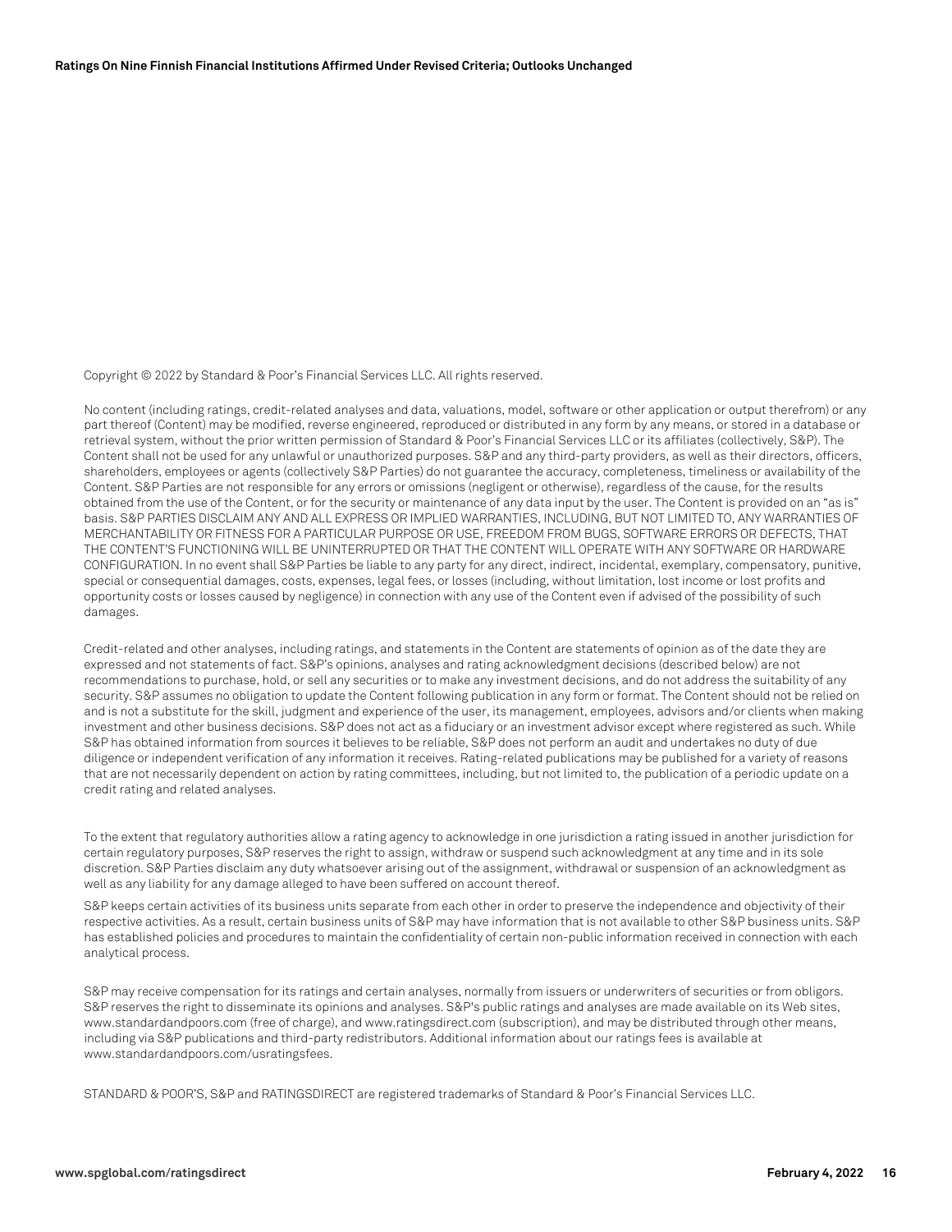Copyright © 2022 by Standard & Poor's Financial Services LLC. All rights reserved.

No content (including ratings, credit-related analyses and data, valuations, model, software or other application or output therefrom) or any part thereof (Content) may be modified, reverse engineered, reproduced or distributed in any form by any means, or stored in a database or retrieval system, without the prior written permission of Standard & Poor's Financial Services LLC or its affiliates (collectively, S&P). The Content shall not be used for any unlawful or unauthorized purposes. S&P and any third-party providers, as well as their directors, officers, shareholders, employees or agents (collectively S&P Parties) do not guarantee the accuracy, completeness, timeliness or availability of the Content. S&P Parties are not responsible for any errors or omissions (negligent or otherwise), regardless of the cause, for the results obtained from the use of the Content, or for the security or maintenance of any data input by the user. The Content is provided on an "as is" basis. S&P PARTIES DISCLAIM ANY AND ALL EXPRESS OR IMPLIED WARRANTIES, INCLUDING, BUT NOT LIMITED TO, ANY WARRANTIES OF MERCHANTABILITY OR FITNESS FOR A PARTICULAR PURPOSE OR USE, FREEDOM FROM BUGS, SOFTWARE ERRORS OR DEFECTS, THAT THE CONTENT'S FUNCTIONING WILL BE UNINTERRUPTED OR THAT THE CONTENT WILL OPERATE WITH ANY SOFTWARE OR HARDWARE CONFIGURATION. In no event shall S&P Parties be liable to any party for any direct, indirect, incidental, exemplary, compensatory, punitive, special or consequential damages, costs, expenses, legal fees, or losses (including, without limitation, lost income or lost profits and opportunity costs or losses caused by negligence) in connection with any use of the Content even if advised of the possibility of such damages.

Credit-related and other analyses, including ratings, and statements in the Content are statements of opinion as of the date they are expressed and not statements of fact. S&P's opinions, analyses and rating acknowledgment decisions (described below) are not recommendations to purchase, hold, or sell any securities or to make any investment decisions, and do not address the suitability of any security. S&P assumes no obligation to update the Content following publication in any form or format. The Content should not be relied on and is not a substitute for the skill, judgment and experience of the user, its management, employees, advisors and/or clients when making investment and other business decisions. S&P does not act as a fiduciary or an investment advisor except where registered as such. While S&P has obtained information from sources it believes to be reliable, S&P does not perform an audit and undertakes no duty of due diligence or independent verification of any information it receives. Rating-related publications may be published for a variety of reasons that are not necessarily dependent on action by rating committees, including, but not limited to, the publication of a periodic update on a credit rating and related analyses.

To the extent that regulatory authorities allow a rating agency to acknowledge in one jurisdiction a rating issued in another jurisdiction for certain regulatory purposes, S&P reserves the right to assign, withdraw or suspend such acknowledgment at any time and in its sole discretion. S&P Parties disclaim any duty whatsoever arising out of the assignment, withdrawal or suspension of an acknowledgment as well as any liability for any damage alleged to have been suffered on account thereof.

S&P keeps certain activities of its business units separate from each other in order to preserve the independence and objectivity of their respective activities. As a result, certain business units of S&P may have information that is not available to other S&P business units. S&P has established policies and procedures to maintain the confidentiality of certain non-public information received in connection with each analytical process.

S&P may receive compensation for its ratings and certain analyses, normally from issuers or underwriters of securities or from obligors. S&P reserves the right to disseminate its opinions and analyses. S&P's public ratings and analyses are made available on its Web sites, www.standardandpoors.com (free of charge), and www.ratingsdirect.com (subscription), and may be distributed through other means, including via S&P publications and third-party redistributors. Additional information about our ratings fees is available at www.standardandpoors.com/usratingsfees.

STANDARD & POOR'S, S&P and RATINGSDIRECT are registered trademarks of Standard & Poor's Financial Services LLC.